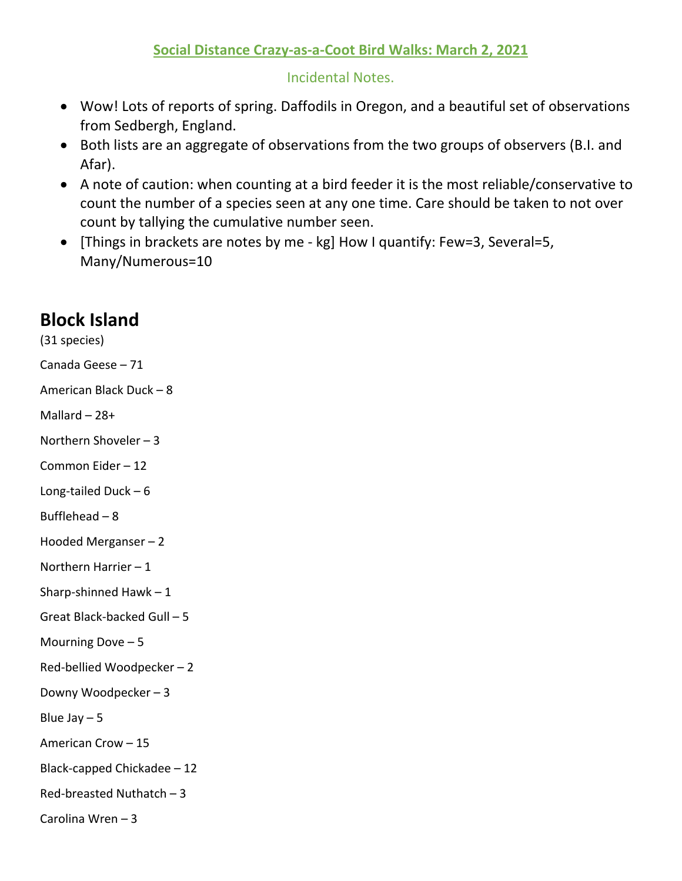**Social Distance Crazy-as-a-Coot Bird Walks: March 2, 2021**

Incidental Notes.

- Wow! Lots of reports of spring. Daffodils in Oregon, and a beautiful set of observations from Sedbergh, England.
- Both lists are an aggregate of observations from the two groups of observers (B.I. and Afar).
- A note of caution: when counting at a bird feeder it is the most reliable/conservative to count the number of a species seen at any one time. Care should be taken to not over count by tallying the cumulative number seen.
- [Things in brackets are notes by me - kg] How I quantify: Few=3, Several=5, Many/Numerous=10

# Block Island

(31 species)

Canada Geese – 71

American Black Duck – 8

Mallard – 28+

Northern Shoveler – 3

Common Eider – 12

Long-tailed Duck – 6

Bufflehead – 8

Hooded Merganser – 2

Northern Harrier – 1

Sharp-shinned Hawk – 1

Great Black-backed Gull – 5

Mourning Dove – 5

Red-bellied Woodpecker – 2

Downy Woodpecker – 3

Blue Jay – 5

American Crow – 15

Black-capped Chickadee – 12

Red-breasted Nuthatch – 3

Carolina Wren – 3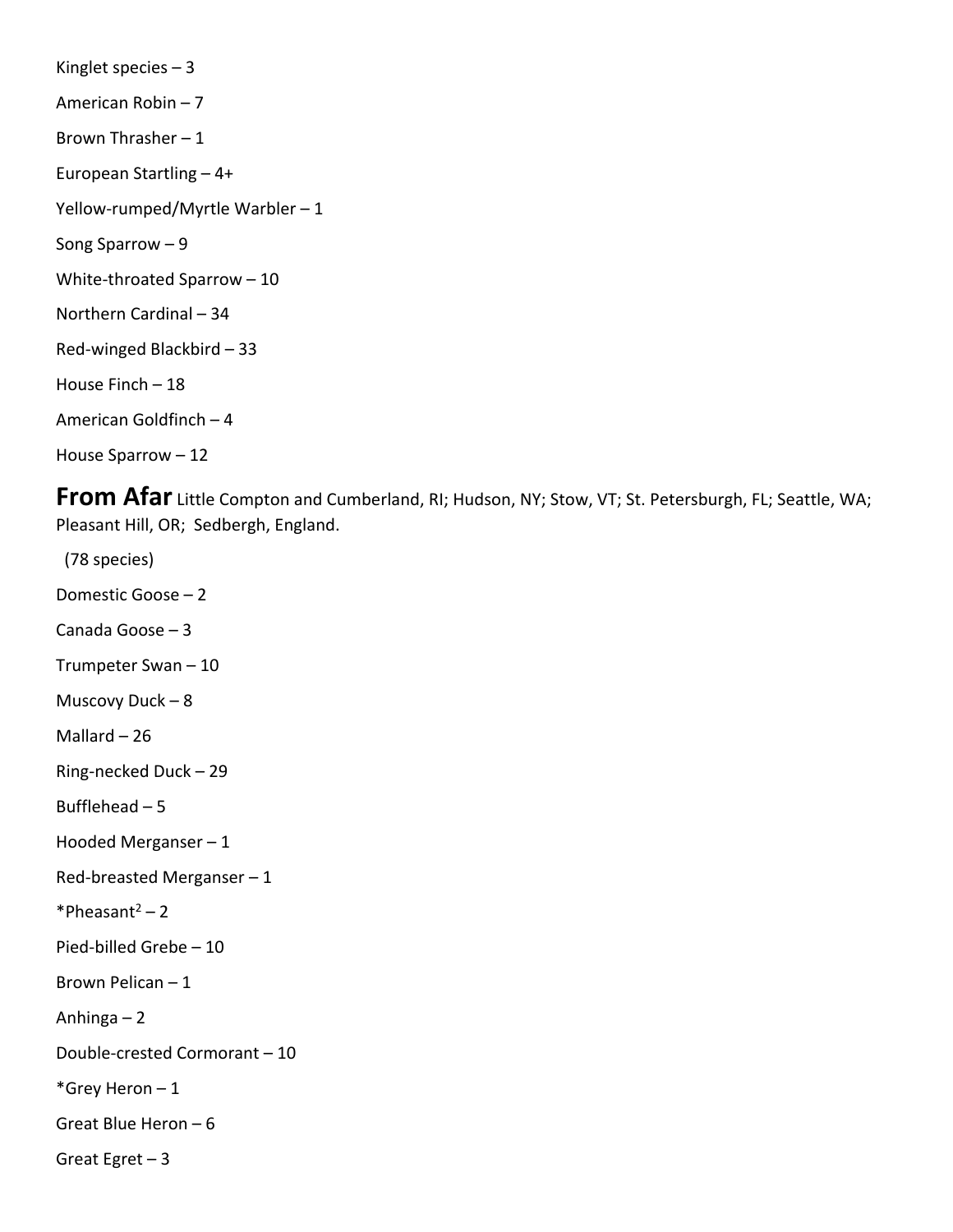Kinglet species – 3

American Robin – 7

Brown Thrasher – 1

European Startling – 4+

Yellow-rumped/Myrtle Warbler – 1

Song Sparrow – 9

White-throated Sparrow – 10

Northern Cardinal – 34

Red-winged Blackbird – 33

House Finch – 18

American Goldfinch – 4

House Sparrow – 12

**From Afar** Little Compton and Cumberland, RI; Hudson, NY; Stow, VT; St. Petersburgh, FL; Seattle, WA; Pleasant Hill, OR; Sedbergh, England.

(78 species)

Domestic Goose – 2

Canada Goose – 3

Trumpeter Swan – 10

Muscovy Duck – 8

Mallard – 26

Ring-necked Duck – 29

Bufflehead – 5

Hooded Merganser – 1

Red-breasted Merganser – 1

*Pheasant[2] – 2

Pied-billed Grebe – 10

Brown Pelican – 1

Anhinga – 2

Double-crested Cormorant – 10

*Grey Heron – 1

Great Blue Heron – 6

Great Egret – 3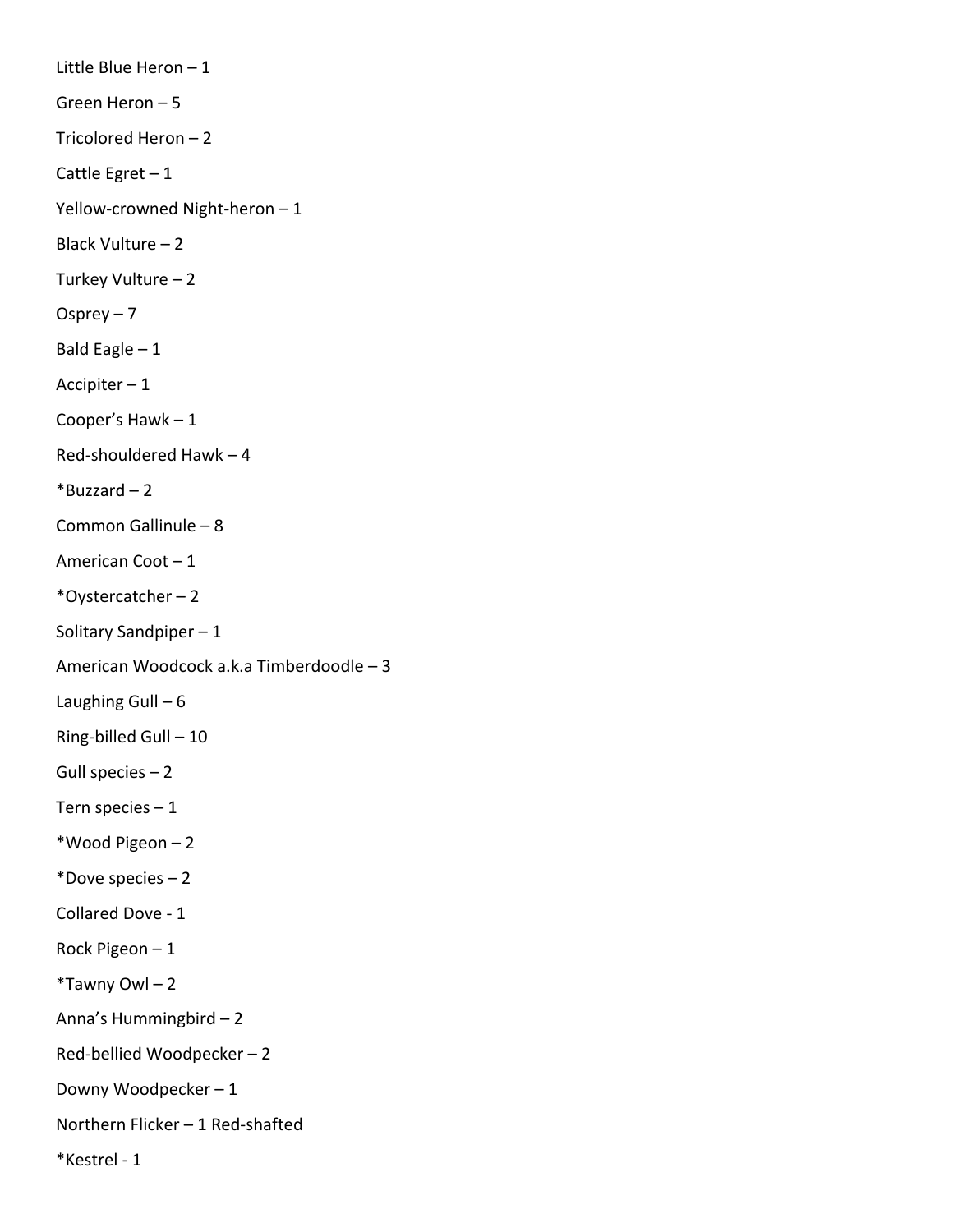Little Blue Heron – 1

Green Heron – 5

Tricolored Heron – 2

Cattle Egret – 1

Yellow-crowned Night-heron – 1

Black Vulture – 2

Turkey Vulture – 2

Osprey – 7

Bald Eagle – 1

Accipiter – 1

Cooper's Hawk – 1

Red-shouldered Hawk – 4

*Buzzard – 2

Common Gallinule – 8

American Coot – 1

*Oystercatcher – 2

Solitary Sandpiper – 1

American Woodcock a.k.a Timberdoodle – 3

Laughing Gull – 6

Ring-billed Gull – 10

Gull species – 2

Tern species – 1

*Wood Pigeon – 2

*Dove species – 2

Collared Dove - 1

Rock Pigeon – 1

*Tawny Owl – 2

Anna's Hummingbird – 2

Red-bellied Woodpecker – 2

Downy Woodpecker – 1

Northern Flicker – 1 Red-shafted

*Kestrel - 1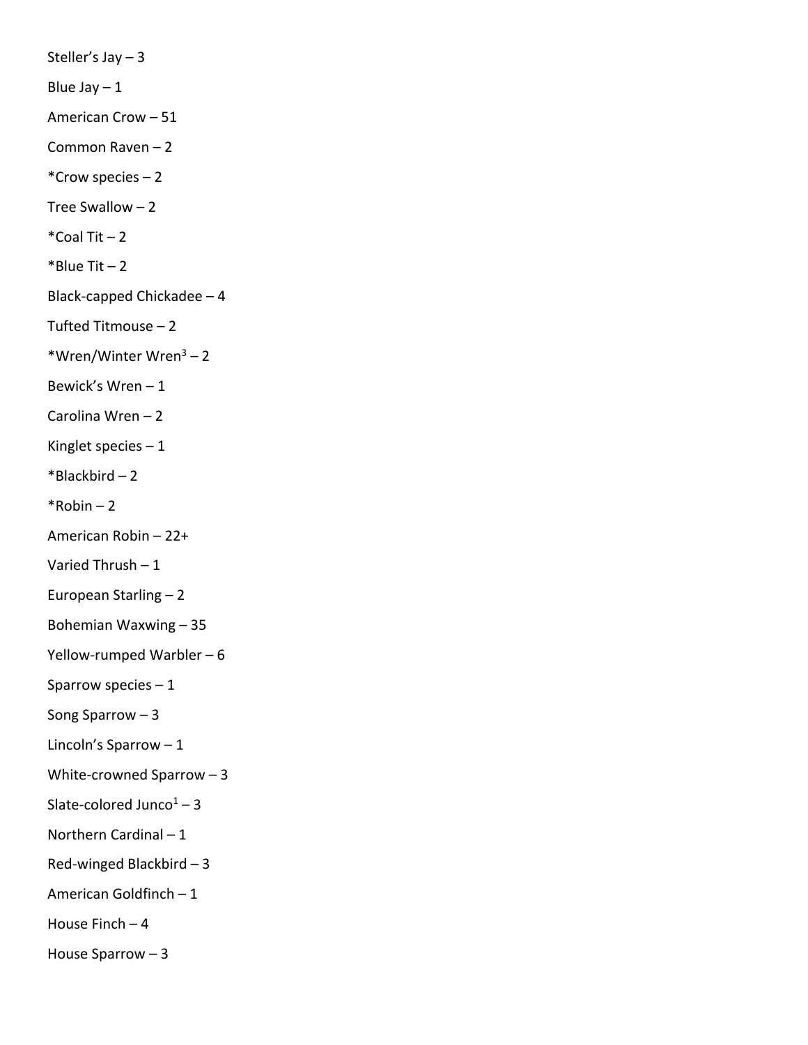Steller's Jay – 3

Blue Jay – 1

American Crow – 51

Common Raven – 2

*Crow species – 2

Tree Swallow – 2

*Coal Tit – 2

*Blue Tit – 2

Black-capped Chickadee – 4

Tufted Titmouse – 2

*Wren/Winter Wren[3] – 2

Bewick's Wren – 1

Carolina Wren – 2

Kinglet species – 1

*Blackbird – 2

*Robin – 2

American Robin – 22+

Varied Thrush – 1

European Starling – 2

Bohemian Waxwing – 35

Yellow-rumped Warbler – 6

Sparrow species – 1

Song Sparrow – 3

Lincoln's Sparrow – 1

White-crowned Sparrow – 3

Slate-colored Junco[1] – 3

Northern Cardinal – 1

Red-winged Blackbird – 3

American Goldfinch – 1

House Finch – 4

House Sparrow – 3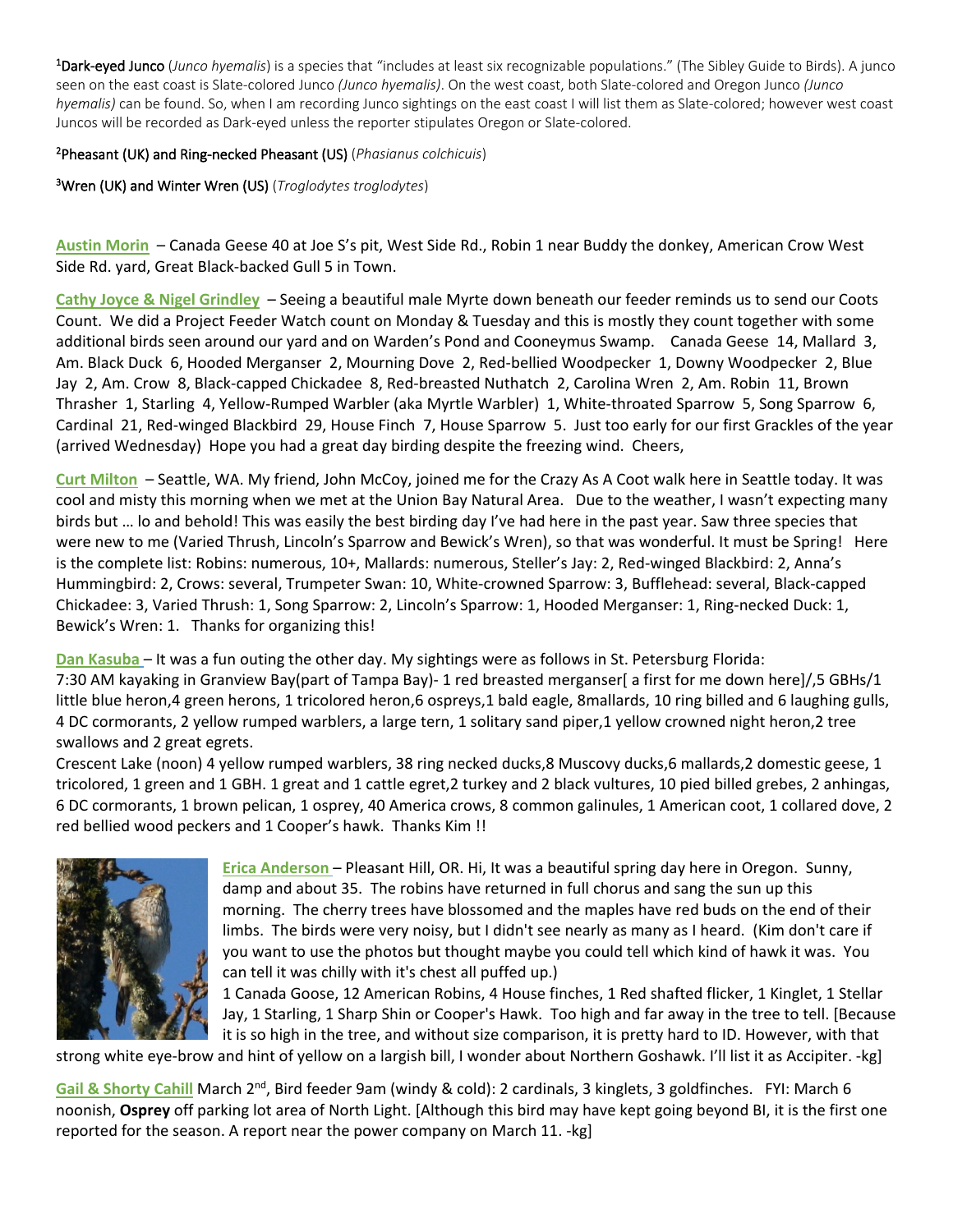[1]Dark-eyed Junco (*Junco hyemalis*) is a species that "includes at least six recognizable populations." (The Sibley Guide to Birds). A junco seen on the east coast is Slate-colored Junco *(Junco hyemalis)*. On the west coast, both Slate-colored and Oregon Junco *(Junco hyemalis)* can be found. So, when I am recording Junco sightings on the east coast I will list them as Slate-colored; however west coast Juncos will be recorded as Dark-eyed unless the reporter stipulates Oregon or Slate-colored.

[2]Pheasant (UK) and Ring-necked Pheasant (US) (*Phasianus colchicuis*)

[3]Wren (UK) and Winter Wren (US) (*Troglodytes troglodytes*)

**Austin Morin** – Canada Geese 40 at Joe S's pit, West Side Rd., Robin 1 near Buddy the donkey, American Crow West Side Rd. yard, Great Black-backed Gull 5 in Town.

**Cathy Joyce & Nigel Grindley** – Seeing a beautiful male Myrte down beneath our feeder reminds us to send our Coots Count. We did a Project Feeder Watch count on Monday & Tuesday and this is mostly they count together with some additional birds seen around our yard and on Warden's Pond and Cooneymus Swamp. Canada Geese 14, Mallard 3, Am. Black Duck 6, Hooded Merganser 2, Mourning Dove 2, Red-bellied Woodpecker 1, Downy Woodpecker 2, Blue Jay 2, Am. Crow 8, Black-capped Chickadee 8, Red-breasted Nuthatch 2, Carolina Wren 2, Am. Robin 11, Brown Thrasher 1, Starling 4, Yellow-Rumped Warbler (aka Myrtle Warbler) 1, White-throated Sparrow 5, Song Sparrow 6, Cardinal 21, Red-winged Blackbird 29, House Finch 7, House Sparrow 5. Just too early for our first Grackles of the year (arrived Wednesday) Hope you had a great day birding despite the freezing wind. Cheers,

**Curt Milton** – Seattle, WA. My friend, John McCoy, joined me for the Crazy As A Coot walk here in Seattle today. It was cool and misty this morning when we met at the Union Bay Natural Area. Due to the weather, I wasn't expecting many birds but … lo and behold! This was easily the best birding day I've had here in the past year. Saw three species that were new to me (Varied Thrush, Lincoln's Sparrow and Bewick's Wren), so that was wonderful. It must be Spring! Here is the complete list: Robins: numerous, 10+, Mallards: numerous, Steller's Jay: 2, Red-winged Blackbird: 2, Anna's Hummingbird: 2, Crows: several, Trumpeter Swan: 10, White-crowned Sparrow: 3, Bufflehead: several, Black-capped Chickadee: 3, Varied Thrush: 1, Song Sparrow: 2, Lincoln's Sparrow: 1, Hooded Merganser: 1, Ring-necked Duck: 1, Bewick's Wren: 1. Thanks for organizing this!

**Dan Kasuba** – It was a fun outing the other day. My sightings were as follows in St. Petersburg Florida:
7:30 AM kayaking in Granview Bay(part of Tampa Bay)- 1 red breasted merganser[ a first for me down here]/,5 GBHs/1 little blue heron,4 green herons, 1 tricolored heron,6 ospreys,1 bald eagle, 8mallards, 10 ring billed and 6 laughing gulls, 4 DC cormorants, 2 yellow rumped warblers, a large tern, 1 solitary sand piper,1 yellow crowned night heron,2 tree swallows and 2 great egrets.
Crescent Lake (noon) 4 yellow rumped warblers, 38 ring necked ducks,8 Muscovy ducks,6 mallards,2 domestic geese, 1 tricolored, 1 green and 1 GBH. 1 great and 1 cattle egret,2 turkey and 2 black vultures, 10 pied billed grebes, 2 anhingas, 6 DC cormorants, 1 brown pelican, 1 osprey, 40 America crows, 8 common galinules, 1 American coot, 1 collared dove, 2 red bellied wood peckers and 1 Cooper's hawk. Thanks Kim !!

**Erica Anderson** – Pleasant Hill, OR. Hi, It was a beautiful spring day here in Oregon. Sunny, damp and about 35. The robins have returned in full chorus and sang the sun up this morning. The cherry trees have blossomed and the maples have red buds on the end of their limbs. The birds were very noisy, but I didn't see nearly as many as I heard. (Kim don't care if you want to use the photos but thought maybe you could tell which kind of hawk it was. You can tell it was chilly with it's chest all puffed up.)
1 Canada Goose, 12 American Robins, 4 House finches, 1 Red shafted flicker, 1 Kinglet, 1 Stellar Jay, 1 Starling, 1 Sharp Shin or Cooper's Hawk. Too high and far away in the tree to tell. [Because it is so high in the tree, and without size comparison, it is pretty hard to ID. However, with that strong white eye-brow and hint of yellow on a largish bill, I wonder about Northern Goshawk. I'll list it as Accipiter. -kg]

**Gail & Shorty Cahill** March 2nd, Bird feeder 9am (windy & cold): 2 cardinals, 3 kinglets, 3 goldfinches. FYI: March 6 noonish, **Osprey** off parking lot area of North Light. [Although this bird may have kept going beyond BI, it is the first one reported for the season. A report near the power company on March 11. -kg]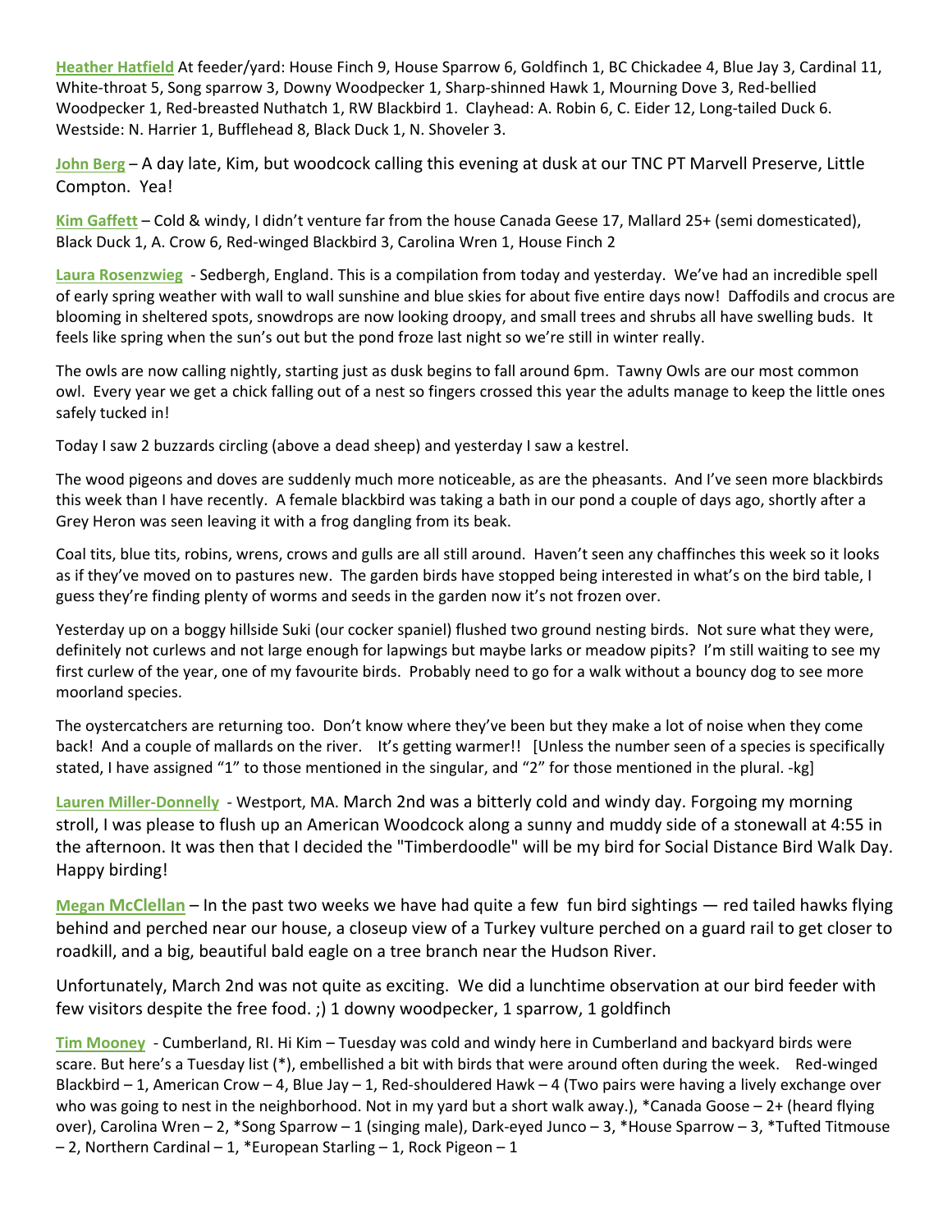**Heather Hatfield** At feeder/yard: House Finch 9, House Sparrow 6, Goldfinch 1, BC Chickadee 4, Blue Jay 3, Cardinal 11, White-throat 5, Song sparrow 3, Downy Woodpecker 1, Sharp-shinned Hawk 1, Mourning Dove 3, Red-bellied Woodpecker 1, Red-breasted Nuthatch 1, RW Blackbird 1. Clayhead: A. Robin 6, C. Eider 12, Long-tailed Duck 6. Westside: N. Harrier 1, Bufflehead 8, Black Duck 1, N. Shoveler 3.

**John Berg** – A day late, Kim, but woodcock calling this evening at dusk at our TNC PT Marvell Preserve, Little Compton. Yea!

**Kim Gaffett** – Cold & windy, I didn't venture far from the house Canada Geese 17, Mallard 25+ (semi domesticated), Black Duck 1, A. Crow 6, Red-winged Blackbird 3, Carolina Wren 1, House Finch 2

**Laura Rosenzwieg** - Sedbergh, England. This is a compilation from today and yesterday. We've had an incredible spell of early spring weather with wall to wall sunshine and blue skies for about five entire days now! Daffodils and crocus are blooming in sheltered spots, snowdrops are now looking droopy, and small trees and shrubs all have swelling buds. It feels like spring when the sun's out but the pond froze last night so we're still in winter really.

The owls are now calling nightly, starting just as dusk begins to fall around 6pm. Tawny Owls are our most common owl. Every year we get a chick falling out of a nest so fingers crossed this year the adults manage to keep the little ones safely tucked in!

Today I saw 2 buzzards circling (above a dead sheep) and yesterday I saw a kestrel.

The wood pigeons and doves are suddenly much more noticeable, as are the pheasants. And I've seen more blackbirds this week than I have recently. A female blackbird was taking a bath in our pond a couple of days ago, shortly after a Grey Heron was seen leaving it with a frog dangling from its beak.

Coal tits, blue tits, robins, wrens, crows and gulls are all still around. Haven't seen any chaffinches this week so it looks as if they've moved on to pastures new. The garden birds have stopped being interested in what's on the bird table, I guess they're finding plenty of worms and seeds in the garden now it's not frozen over.

Yesterday up on a boggy hillside Suki (our cocker spaniel) flushed two ground nesting birds. Not sure what they were, definitely not curlews and not large enough for lapwings but maybe larks or meadow pipits? I'm still waiting to see my first curlew of the year, one of my favourite birds. Probably need to go for a walk without a bouncy dog to see more moorland species.

The oystercatchers are returning too. Don't know where they've been but they make a lot of noise when they come back! And a couple of mallards on the river. It's getting warmer!! [Unless the number seen of a species is specifically stated, I have assigned "1" to those mentioned in the singular, and "2" for those mentioned in the plural. -kg]

**Lauren Miller-Donnelly** - Westport, MA. March 2nd was a bitterly cold and windy day. Forgoing my morning stroll, I was please to flush up an American Woodcock along a sunny and muddy side of a stonewall at 4:55 in the afternoon. It was then that I decided the "Timberdoodle" will be my bird for Social Distance Bird Walk Day. Happy birding!

**Megan McClellan** – In the past two weeks we have had quite a few fun bird sightings — red tailed hawks flying behind and perched near our house, a closeup view of a Turkey vulture perched on a guard rail to get closer to roadkill, and a big, beautiful bald eagle on a tree branch near the Hudson River.

Unfortunately, March 2nd was not quite as exciting. We did a lunchtime observation at our bird feeder with few visitors despite the free food. ;) 1 downy woodpecker, 1 sparrow, 1 goldfinch

**Tim Mooney** - Cumberland, RI. Hi Kim – Tuesday was cold and windy here in Cumberland and backyard birds were scare. But here's a Tuesday list (*), embellished a bit with birds that were around often during the week. Red-winged Blackbird – 1, American Crow – 4, Blue Jay – 1, Red-shouldered Hawk – 4 (Two pairs were having a lively exchange over who was going to nest in the neighborhood. Not in my yard but a short walk away.), *Canada Goose – 2+ (heard flying over), Carolina Wren – 2, *Song Sparrow – 1 (singing male), Dark-eyed Junco – 3, *House Sparrow – 3, *Tufted Titmouse – 2, Northern Cardinal – 1, *European Starling – 1, Rock Pigeon – 1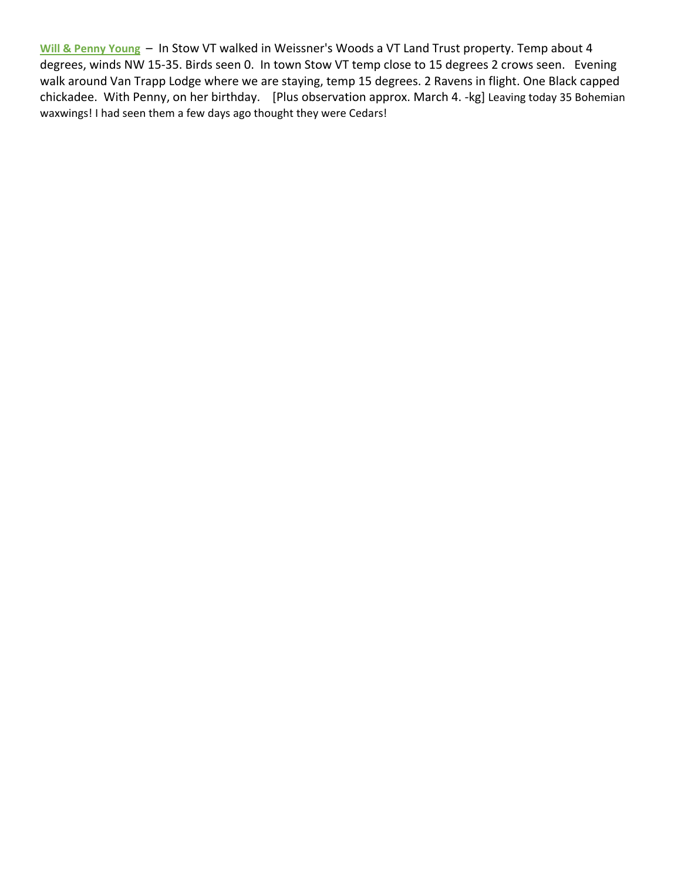**Will & Penny Young** – In Stow VT walked in Weissner's Woods a VT Land Trust property. Temp about 4 degrees, winds NW 15-35. Birds seen 0. In town Stow VT temp close to 15 degrees 2 crows seen. Evening walk around Van Trapp Lodge where we are staying, temp 15 degrees. 2 Ravens in flight. One Black capped chickadee. With Penny, on her birthday. [Plus observation approx. March 4. -kg] Leaving today 35 Bohemian waxwings! I had seen them a few days ago thought they were Cedars!